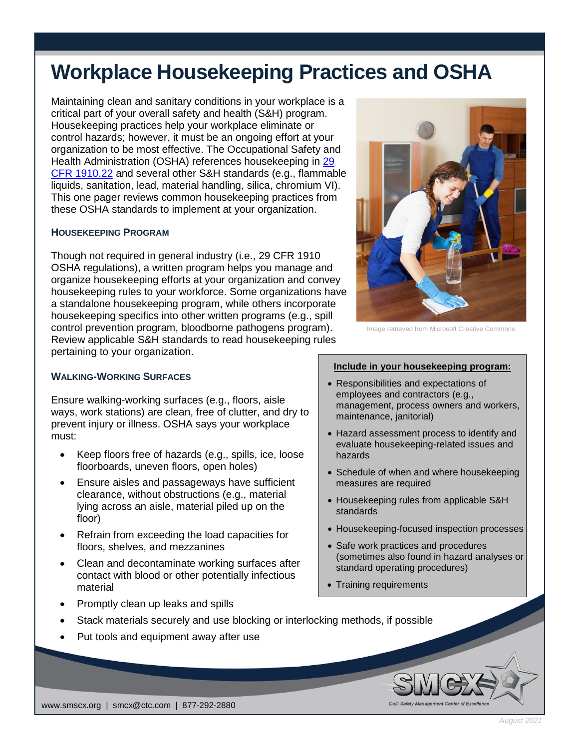# Workplace Housekeeping Practices and OSHA

Maintaining clean and sanitary conditions in your workplace is a critical part of your overall safety and health (S&H) program. Housekeeping practices help your workplace eliminate or control hazards; however, it must be an ongoing effort at your organization to be most effective. The Occupational Safety and Health Administration (OSHA) references housekeeping in [29 CFR 1910.22] and several other S&H standards (e.g., flammable liquids, sanitation, lead, material handling, silica, chromium VI). This one pager reviews common housekeeping practices from these OSHA standards to implement at your organization.

Image retrieved from Microsoft Creative Commons

## Housekeeping Program

Though not required in general industry (i.e., 29 CFR 1910 OSHA regulations), a written program helps you manage and organize housekeeping efforts at your organization and convey housekeeping rules to your workforce. Some organizations have a standalone housekeeping program, while others incorporate housekeeping specifics into other written programs (e.g., spill control prevention program, bloodborne pathogens program). Review applicable S&H standards to read housekeeping rules pertaining to your organization.

**Include in your housekeeping program:**

- Responsibilities and expectations of employees and contractors (e.g., management, process owners and workers, maintenance, janitorial)
- Hazard assessment process to identify and evaluate housekeeping-related issues and hazards
- Schedule of when and where housekeeping measures are required
- Housekeeping rules from applicable S&H standards
- Housekeeping-focused inspection processes
- Safe work practices and procedures (sometimes also found in hazard analyses or standard operating procedures)
- Training requirements

## Walking-Working Surfaces

Ensure walking-working surfaces (e.g., floors, aisle ways, work stations) are clean, free of clutter, and dry to prevent injury or illness. OSHA says your workplace must:

- Keep floors free of hazards (e.g., spills, ice, loose floorboards, uneven floors, open holes)
- Ensure aisles and passageways have sufficient clearance, without obstructions (e.g., material lying across an aisle, material piled up on the floor)
- Refrain from exceeding the load capacities for floors, shelves, and mezzanines
- Clean and decontaminate working surfaces after contact with blood or other potentially infectious material
- Promptly clean up leaks and spills
- Stack materials securely and use blocking or interlocking methods, if possible
- Put tools and equipment away after use

www.smscx.org | smcx@ctc.com | 877-292-2880

SMCX DoD Safety Management Center of Excellence

August 2021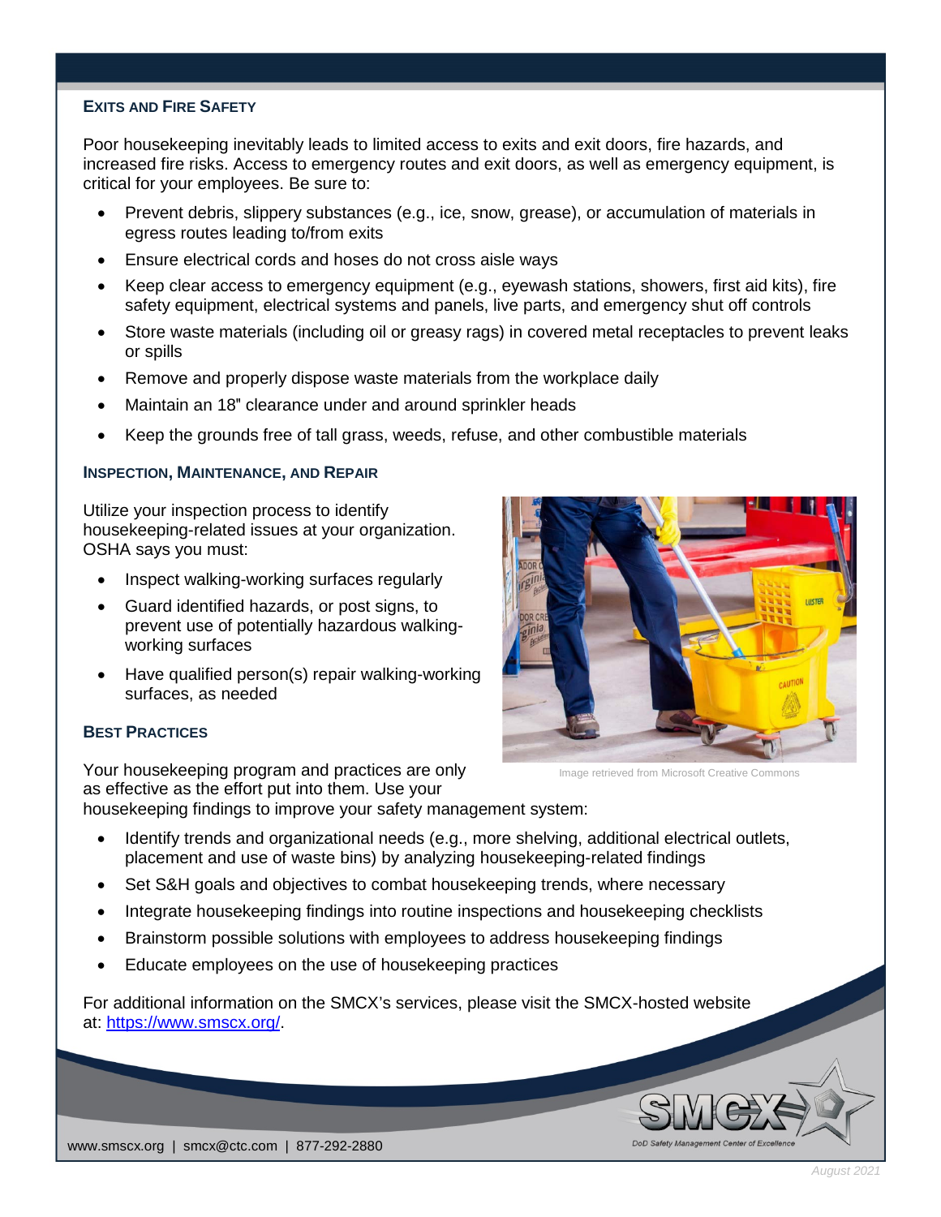### Exits and Fire Safety

Poor housekeeping inevitably leads to limited access to exits and exit doors, fire hazards, and increased fire risks. Access to emergency routes and exit doors, as well as emergency equipment, is critical for your employees. Be sure to:

- Prevent debris, slippery substances (e.g., ice, snow, grease), or accumulation of materials in egress routes leading to/from exits
- Ensure electrical cords and hoses do not cross aisle ways
- Keep clear access to emergency equipment (e.g., eyewash stations, showers, first aid kits), fire safety equipment, electrical systems and panels, live parts, and emergency shut off controls
- Store waste materials (including oil or greasy rags) in covered metal receptacles to prevent leaks or spills
- Remove and properly dispose waste materials from the workplace daily
- Maintain an 18" clearance under and around sprinkler heads
- Keep the grounds free of tall grass, weeds, refuse, and other combustible materials

### Inspection, Maintenance, and Repair

Utilize your inspection process to identify housekeeping-related issues at your organization. OSHA says you must:

- Inspect walking-working surfaces regularly
- Guard identified hazards, or post signs, to prevent use of potentially hazardous walking-working surfaces
- Have qualified person(s) repair walking-working surfaces, as needed

Image retrieved from Microsoft Creative Commons

### Best Practices

Your housekeeping program and practices are only as effective as the effort put into them. Use your housekeeping findings to improve your safety management system:

- Identify trends and organizational needs (e.g., more shelving, additional electrical outlets, placement and use of waste bins) by analyzing housekeeping-related findings
- Set S&H goals and objectives to combat housekeeping trends, where necessary
- Integrate housekeeping findings into routine inspections and housekeeping checklists
- Brainstorm possible solutions with employees to address housekeeping findings
- Educate employees on the use of housekeeping practices

For additional information on the SMCX's services, please visit the SMCX-hosted website at: https://www.smscx.org/.

www.smcx.org | smcx@ctc.com | 877-292-2880

SMCX DoD Safety Management Center of Excellence

August 2021